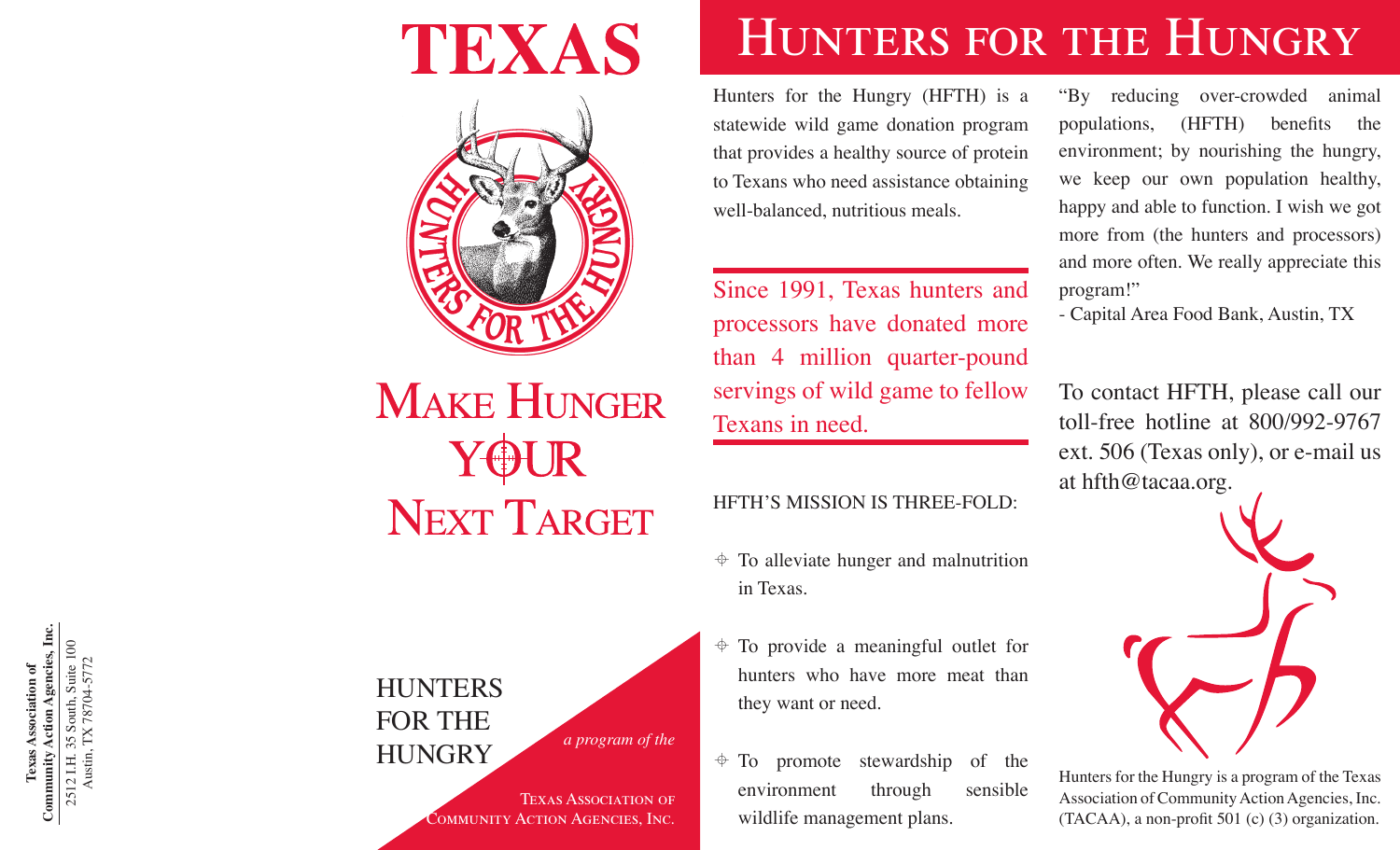Texas Association of Community Action Agencies, Inc.
2512 I.H. 35 South, Suite 100
Austin, TX 78704-5772

# TEXAS

HUNTERS FOR THE HUNGRY

## MAKE HUNGER YOUR NEXT TARGET

HUNTERS FOR THE HUNGRY

*a program of the*

TEXAS ASSOCIATION OF COMMUNITY ACTION AGENCIES, INC.

# HUNTERS FOR THE HUNGRY

Hunters for the Hungry (HFTH) is a statewide wild game donation program that provides a healthy source of protein to Texans who need assistance obtaining well-balanced, nutritious meals.

Since 1991, Texas hunters and processors have donated more than 4 million quarter-pound servings of wild game to fellow Texans in need.

HFTH'S MISSION IS THREE-FOLD:

- To alleviate hunger and malnutrition in Texas.
- To provide a meaningful outlet for hunters who have more meat than they want or need.
- To promote stewardship of the environment through sensible wildlife management plans.

"By reducing over-crowded animal populations, (HFTH) benefits the environment; by nourishing the hungry, we keep our own population healthy, happy and able to function. I wish we got more from (the hunters and processors) and more often. We really appreciate this program!"
- Capital Area Food Bank, Austin, TX

To contact HFTH, please call our toll-free hotline at 800/992-9767 ext. 506 (Texas only), or e-mail us at hfth@tacaa.org.

Hunters for the Hungry is a program of the Texas Association of Community Action Agencies, Inc. (TACAA), a non-profit 501 (c) (3) organization.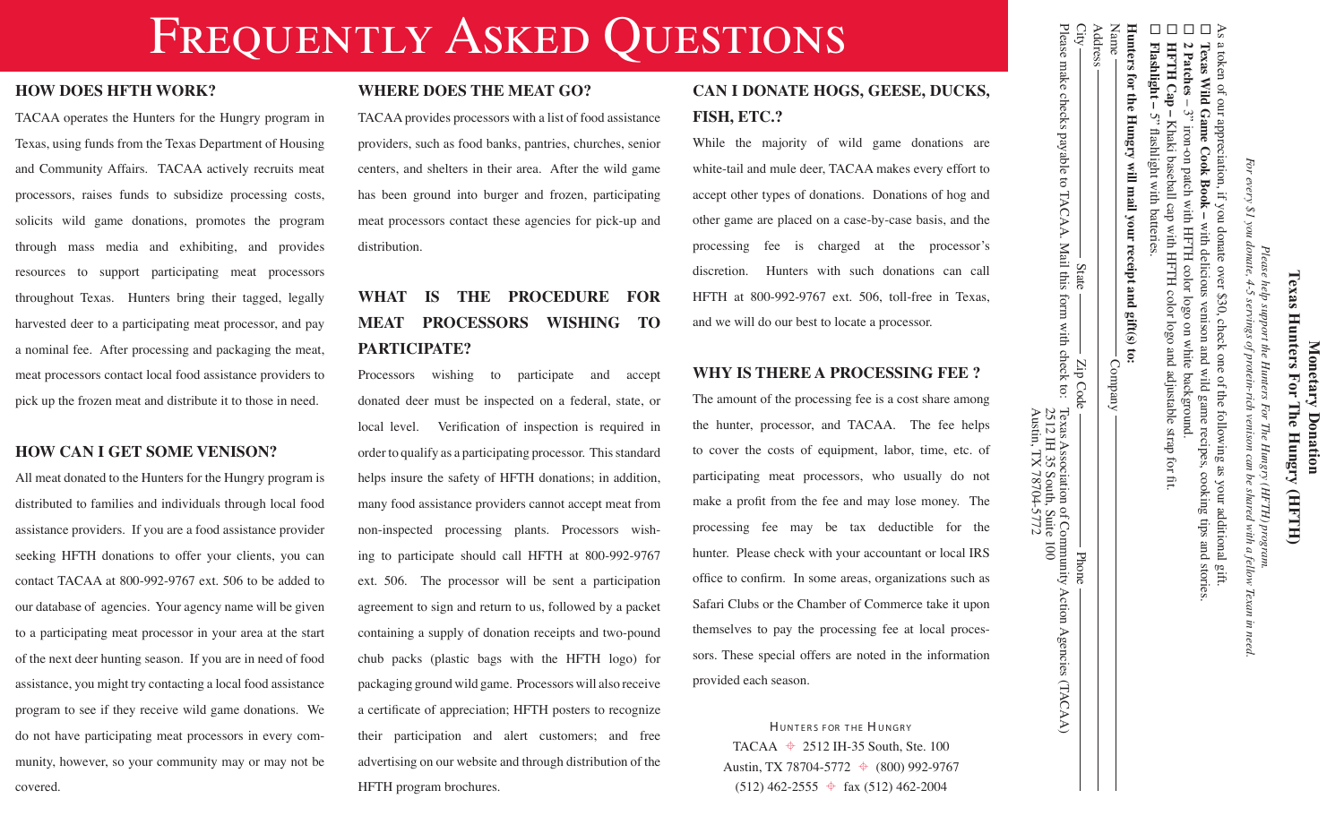# Frequently Asked Questions

## HOW DOES HFTH WORK?

TACAA operates the Hunters for the Hungry program in Texas, using funds from the Texas Department of Housing and Community Affairs. TACAA actively recruits meat processors, raises funds to subsidize processing costs, solicits wild game donations, promotes the program through mass media and exhibiting, and provides resources to support participating meat processors throughout Texas. Hunters bring their tagged, legally harvested deer to a participating meat processor, and pay a nominal fee. After processing and packaging the meat, meat processors contact local food assistance providers to pick up the frozen meat and distribute it to those in need.

## HOW CAN I GET SOME VENISON?

All meat donated to the Hunters for the Hungry program is distributed to families and individuals through local food assistance providers. If you are a food assistance provider seeking HFTH donations to offer your clients, you can contact TACAA at 800-992-9767 ext. 506 to be added to our database of agencies. Your agency name will be given to a participating meat processor in your area at the start of the next deer hunting season. If you are in need of food assistance, you might try contacting a local food assistance program to see if they receive wild game donations. We do not have participating meat processors in every community, however, so your community may or may not be covered.

## WHERE DOES THE MEAT GO?

TACAA provides processors with a list of food assistance providers, such as food banks, pantries, churches, senior centers, and shelters in their area. After the wild game has been ground into burger and frozen, participating meat processors contact these agencies for pick-up and distribution.

## WHAT IS THE PROCEDURE FOR MEAT PROCESSORS WISHING TO PARTICIPATE?

Processors wishing to participate and accept donated deer must be inspected on a federal, state, or local level. Verification of inspection is required in order to qualify as a participating processor. This standard helps insure the safety of HFTH donations; in addition, many food assistance providers cannot accept meat from non-inspected processing plants. Processors wishing to participate should call HFTH at 800-992-9767 ext. 506. The processor will be sent a participation agreement to sign and return to us, followed by a packet containing a supply of donation receipts and two-pound chub packs (plastic bags with the HFTH logo) for packaging ground wild game. Processors will also receive a certificate of appreciation; HFTH posters to recognize their participation and alert customers; and free advertising on our website and through distribution of the HFTH program brochures.

## CAN I DONATE HOGS, GEESE, DUCKS, FISH, ETC.?

While the majority of wild game donations are white-tail and mule deer, TACAA makes every effort to accept other types of donations. Donations of hog and other game are placed on a case-by-case basis, and the processing fee is charged at the processor's discretion. Hunters with such donations can call HFTH at 800-992-9767 ext. 506, toll-free in Texas, and we will do our best to locate a processor.

## WHY IS THERE A PROCESSING FEE ?

The amount of the processing fee is a cost share among the hunter, processor, and TACAA. The fee helps to cover the costs of equipment, labor, time, etc. of participating meat processors, who usually do not make a profit from the fee and may lose money. The processing fee may be tax deductible for the hunter. Please check with your accountant or local IRS office to confirm. In some areas, organizations such as Safari Clubs or the Chamber of Commerce take it upon themselves to pay the processing fee at local processors. These special offers are noted in the information provided each season.

HUNTERS FOR THE HUNGRY
TACAA ✦ 2512 IH-35 South, Ste. 100
Austin, TX 78704-5772 ✦ (800) 992-9767
(512) 462-2555 ✦ fax (512) 462-2004

## Monetary Donation
## Texas Hunters For The Hungry (HFTH)

*Please help support the Hunters For The Hungry (HFTH) program.*
*For every $1 you donate, 4-5 servings of protein-rich venison can be shared with a fellow Texan in need.*

As a token of our appreciation, if you donate over $30, check one of the following as your additional gift.

- ☐ **Texas Wild Game Cook Book –** with delicious venison and wild game recipes, cooking tips and stories.
- ☐ **2 Patches –** 3" iron-on patch with HFTH color logo on white background.
- ☐ **HFTH Cap –** Khaki baseball cap with HFTH color logo and adjustable strap for fit.
- ☐ **Flashlight –** 5" flashlight with batteries.

**Hunters for the Hungry will mail your receipt and gift(s) to:**

Name ______________ Company ______________

Address ______________

City ______________ State ______ Zip Code ______ Phone ______________

Please make checks payable to TACAA. Mail this form with check to: Texas Association of Community Action Agencies (TACAA)
2512 IH 35 South, Suite 100
Austin, TX 78704-5772